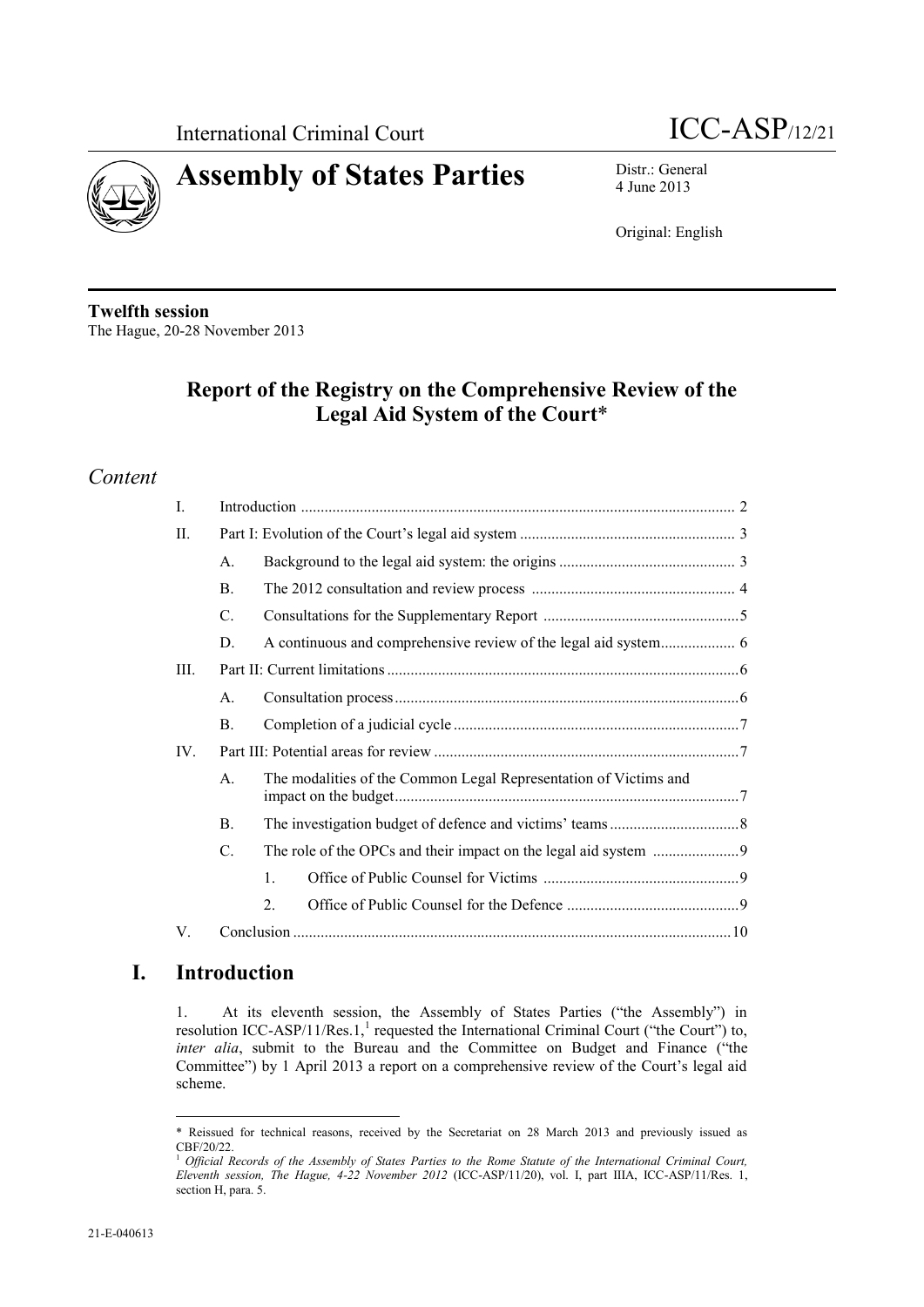International Criminal Court

ICC-ASP/12/21

# Assembly of States Parties

Distr.: General
4 June 2013

Original: English

**Twelfth session**
The Hague, 20-28 November 2013

## Report of the Registry on the Comprehensive Review of the Legal Aid System of the Court*

*Content*

| | | | |
|---|---|---|---|
| I. | Introduction | | 2 |
| II. | Part I: Evolution of the Court's legal aid system | | 3 |
| | A. | Background to the legal aid system: the origins | 3 |
| | B. | The 2012 consultation and review process | 4 |
| | C. | Consultations for the Supplementary Report | 5 |
| | D. | A continuous and comprehensive review of the legal aid system | 6 |
| III. | Part II: Current limitations | | 6 |
| | A. | Consultation process | 6 |
| | B. | Completion of a judicial cycle | 7 |
| IV. | Part III: Potential areas for review | | 7 |
| | A. | The modalities of the Common Legal Representation of Victims and impact on the budget | 7 |
| | B. | The investigation budget of defence and victims' teams | 8 |
| | C. | The role of the OPCs and their impact on the legal aid system | 9 |
| | | 1. Office of Public Counsel for Victims | 9 |
| | | 2. Office of Public Counsel for the Defence | 9 |
| V. | Conclusion | | 10 |

# I. Introduction

1. At its eleventh session, the Assembly of States Parties ("the Assembly") in resolution ICC-ASP/11/Res.1,[1] requested the International Criminal Court ("the Court") to, *inter alia*, submit to the Bureau and the Committee on Budget and Finance ("the Committee") by 1 April 2013 a report on a comprehensive review of the Court's legal aid scheme.

---

\* Reissued for technical reasons, received by the Secretariat on 28 March 2013 and previously issued as CBF/20/22.

[1] *Official Records of the Assembly of States Parties to the Rome Statute of the International Criminal Court, Eleventh session, The Hague, 4-22 November 2012* (ICC-ASP/11/20), vol. I, part IIIA, ICC-ASP/11/Res. 1, section H, para. 5.

21-E-040613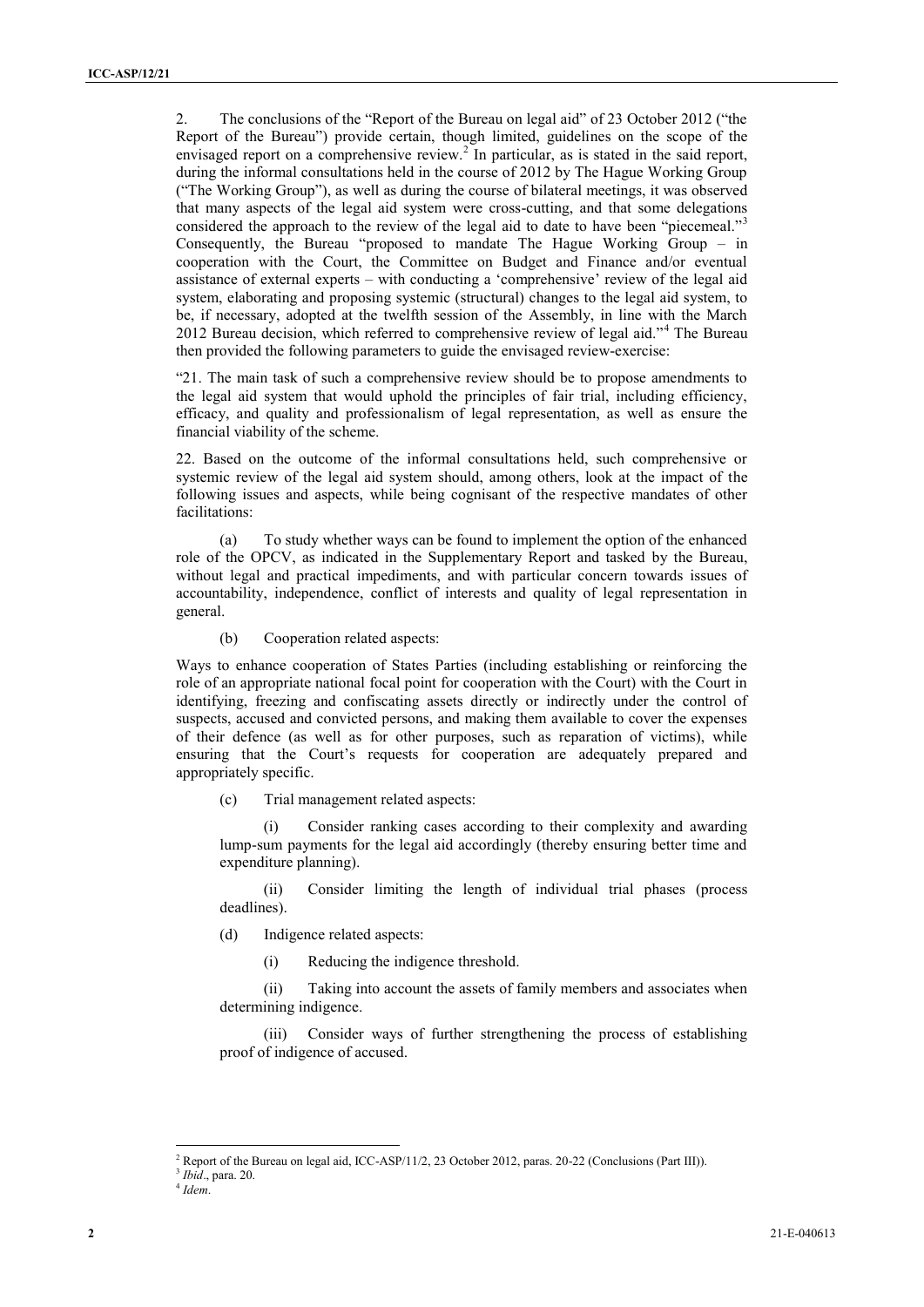2. The conclusions of the "Report of the Bureau on legal aid" of 23 October 2012 ("the Report of the Bureau") provide certain, though limited, guidelines on the scope of the envisaged report on a comprehensive review.[2] In particular, as is stated in the said report, during the informal consultations held in the course of 2012 by The Hague Working Group ("The Working Group"), as well as during the course of bilateral meetings, it was observed that many aspects of the legal aid system were cross-cutting, and that some delegations considered the approach to the review of the legal aid to date to have been "piecemeal."[3] Consequently, the Bureau "proposed to mandate The Hague Working Group – in cooperation with the Court, the Committee on Budget and Finance and/or eventual assistance of external experts – with conducting a 'comprehensive' review of the legal aid system, elaborating and proposing systemic (structural) changes to the legal aid system, to be, if necessary, adopted at the twelfth session of the Assembly, in line with the March 2012 Bureau decision, which referred to comprehensive review of legal aid."[4] The Bureau then provided the following parameters to guide the envisaged review-exercise:

"21. The main task of such a comprehensive review should be to propose amendments to the legal aid system that would uphold the principles of fair trial, including efficiency, efficacy, and quality and professionalism of legal representation, as well as ensure the financial viability of the scheme.

22. Based on the outcome of the informal consultations held, such comprehensive or systemic review of the legal aid system should, among others, look at the impact of the following issues and aspects, while being cognisant of the respective mandates of other facilitations:

(a) To study whether ways can be found to implement the option of the enhanced role of the OPCV, as indicated in the Supplementary Report and tasked by the Bureau, without legal and practical impediments, and with particular concern towards issues of accountability, independence, conflict of interests and quality of legal representation in general.

(b) Cooperation related aspects:

Ways to enhance cooperation of States Parties (including establishing or reinforcing the role of an appropriate national focal point for cooperation with the Court) with the Court in identifying, freezing and confiscating assets directly or indirectly under the control of suspects, accused and convicted persons, and making them available to cover the expenses of their defence (as well as for other purposes, such as reparation of victims), while ensuring that the Court's requests for cooperation are adequately prepared and appropriately specific.

(c) Trial management related aspects:

(i) Consider ranking cases according to their complexity and awarding lump-sum payments for the legal aid accordingly (thereby ensuring better time and expenditure planning).

(ii) Consider limiting the length of individual trial phases (process deadlines).

(d) Indigence related aspects:

(i) Reducing the indigence threshold.

(ii) Taking into account the assets of family members and associates when determining indigence.

(iii) Consider ways of further strengthening the process of establishing proof of indigence of accused.

---

[2] Report of the Bureau on legal aid, ICC-ASP/11/2, 23 October 2012, paras. 20-22 (Conclusions (Part III)).

[3] *Ibid*., para. 20.

[4] *Idem*.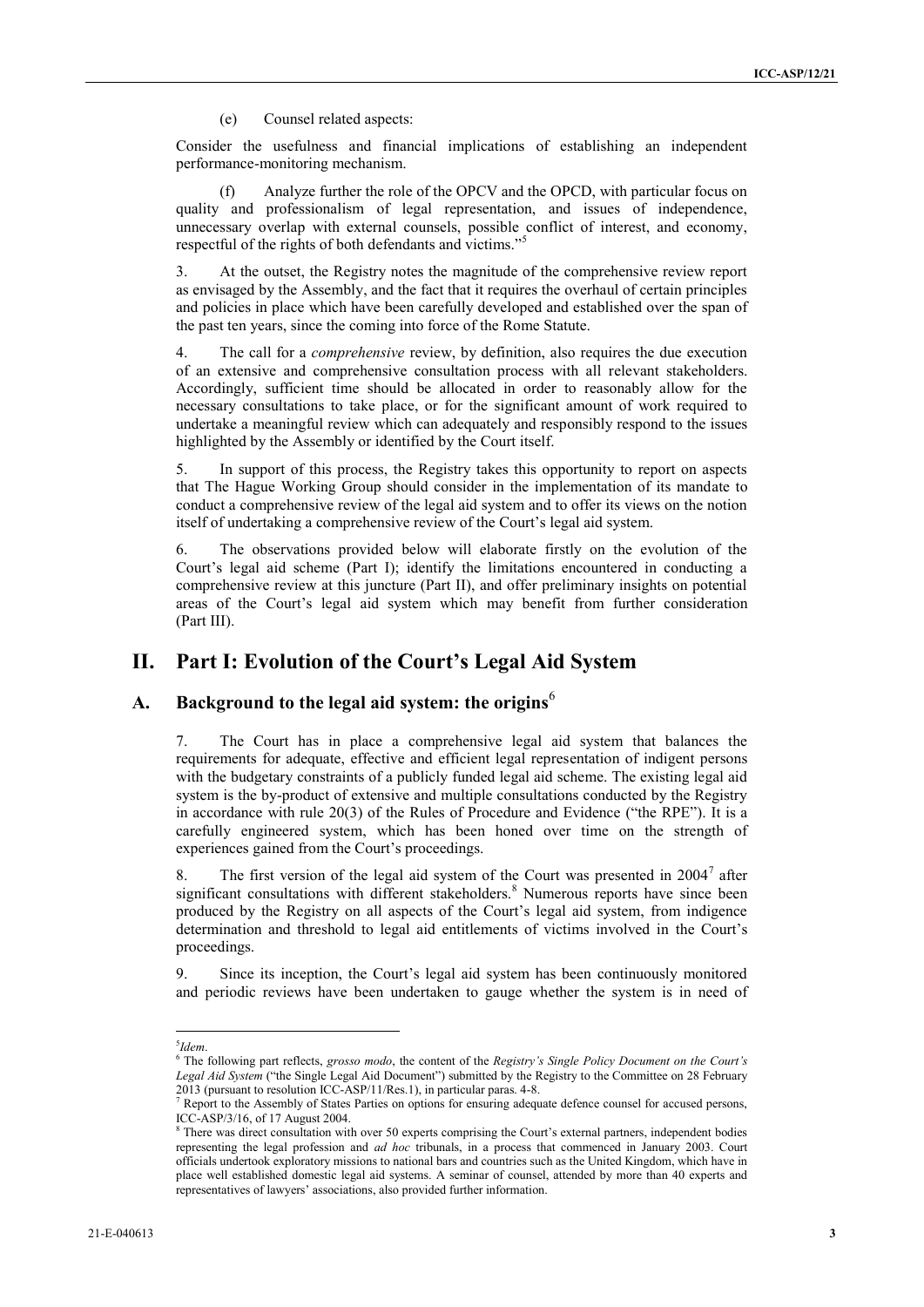(e) Counsel related aspects:

Consider the usefulness and financial implications of establishing an independent performance-monitoring mechanism.

(f) Analyze further the role of the OPCV and the OPCD, with particular focus on quality and professionalism of legal representation, and issues of independence, unnecessary overlap with external counsels, possible conflict of interest, and economy, respectful of the rights of both defendants and victims."[5]

3. At the outset, the Registry notes the magnitude of the comprehensive review report as envisaged by the Assembly, and the fact that it requires the overhaul of certain principles and policies in place which have been carefully developed and established over the span of the past ten years, since the coming into force of the Rome Statute.

4. The call for a *comprehensive* review, by definition, also requires the due execution of an extensive and comprehensive consultation process with all relevant stakeholders. Accordingly, sufficient time should be allocated in order to reasonably allow for the necessary consultations to take place, or for the significant amount of work required to undertake a meaningful review which can adequately and responsibly respond to the issues highlighted by the Assembly or identified by the Court itself.

5. In support of this process, the Registry takes this opportunity to report on aspects that The Hague Working Group should consider in the implementation of its mandate to conduct a comprehensive review of the legal aid system and to offer its views on the notion itself of undertaking a comprehensive review of the Court's legal aid system.

6. The observations provided below will elaborate firstly on the evolution of the Court's legal aid scheme (Part I); identify the limitations encountered in conducting a comprehensive review at this juncture (Part II), and offer preliminary insights on potential areas of the Court's legal aid system which may benefit from further consideration (Part III).

# II. Part I: Evolution of the Court's Legal Aid System

## A. Background to the legal aid system: the origins[6]

7. The Court has in place a comprehensive legal aid system that balances the requirements for adequate, effective and efficient legal representation of indigent persons with the budgetary constraints of a publicly funded legal aid scheme. The existing legal aid system is the by-product of extensive and multiple consultations conducted by the Registry in accordance with rule 20(3) of the Rules of Procedure and Evidence ("the RPE"). It is a carefully engineered system, which has been honed over time on the strength of experiences gained from the Court's proceedings.

8. The first version of the legal aid system of the Court was presented in 2004[7] after significant consultations with different stakeholders.[8] Numerous reports have since been produced by the Registry on all aspects of the Court's legal aid system, from indigence determination and threshold to legal aid entitlements of victims involved in the Court's proceedings.

9. Since its inception, the Court's legal aid system has been continuously monitored and periodic reviews have been undertaken to gauge whether the system is in need of

---

[5] *Idem*.

[6] The following part reflects, *grosso modo*, the content of the *Registry's Single Policy Document on the Court's Legal Aid System* ("the Single Legal Aid Document") submitted by the Registry to the Committee on 28 February 2013 (pursuant to resolution ICC-ASP/11/Res.1), in particular paras. 4-8.

[7] Report to the Assembly of States Parties on options for ensuring adequate defence counsel for accused persons, ICC-ASP/3/16, of 17 August 2004.

[8] There was direct consultation with over 50 experts comprising the Court's external partners, independent bodies representing the legal profession and *ad hoc* tribunals, in a process that commenced in January 2003. Court officials undertook exploratory missions to national bars and countries such as the United Kingdom, which have in place well established domestic legal aid systems. A seminar of counsel, attended by more than 40 experts and representatives of lawyers' associations, also provided further information.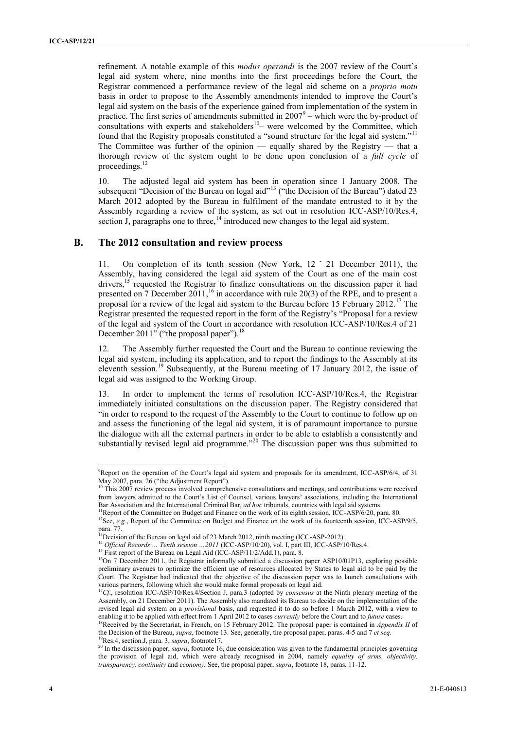refinement. A notable example of this *modus operandi* is the 2007 review of the Court's legal aid system where, nine months into the first proceedings before the Court, the Registrar commenced a performance review of the legal aid scheme on a *proprio motu* basis in order to propose to the Assembly amendments intended to improve the Court's legal aid system on the basis of the experience gained from implementation of the system in practice. The first series of amendments submitted in 2007[9] – which were the by-product of consultations with experts and stakeholders[10]– were welcomed by the Committee, which found that the Registry proposals constituted a "sound structure for the legal aid system."[11] The Committee was further of the opinion — equally shared by the Registry — that a thorough review of the system ought to be done upon conclusion of a *full cycle* of proceedings.[12]

10. The adjusted legal aid system has been in operation since 1 January 2008. The subsequent "Decision of the Bureau on legal aid"[13] ("the Decision of the Bureau") dated 23 March 2012 adopted by the Bureau in fulfilment of the mandate entrusted to it by the Assembly regarding a review of the system, as set out in resolution ICC-ASP/10/Res.4, section J, paragraphs one to three,[14] introduced new changes to the legal aid system.

## B. The 2012 consultation and review process

11. On completion of its tenth session (New York, 12 ‑ 21 December 2011), the Assembly, having considered the legal aid system of the Court as one of the main cost drivers,[15] requested the Registrar to finalize consultations on the discussion paper it had presented on 7 December 2011,[16] in accordance with rule 20(3) of the RPE, and to present a proposal for a review of the legal aid system to the Bureau before 15 February 2012.[17] The Registrar presented the requested report in the form of the Registry's "Proposal for a review of the legal aid system of the Court in accordance with resolution ICC-ASP/10/Res.4 of 21 December 2011" ("the proposal paper").[18]

12. The Assembly further requested the Court and the Bureau to continue reviewing the legal aid system, including its application, and to report the findings to the Assembly at its eleventh session.[19] Subsequently, at the Bureau meeting of 17 January 2012, the issue of legal aid was assigned to the Working Group.

13. In order to implement the terms of resolution ICC-ASP/10/Res.4, the Registrar immediately initiated consultations on the discussion paper. The Registry considered that "in order to respond to the request of the Assembly to the Court to continue to follow up on and assess the functioning of the legal aid system, it is of paramount importance to pursue the dialogue with all the external partners in order to be able to establish a consistently and substantially revised legal aid programme."[20] The discussion paper was thus submitted to

---

[9] Report on the operation of the Court's legal aid system and proposals for its amendment, ICC-ASP/6/4, of 31 May 2007, para. 26 ("the Adjustment Report").

[10] This 2007 review process involved comprehensive consultations and meetings, and contributions were received from lawyers admitted to the Court's List of Counsel, various lawyers' associations, including the International Bar Association and the International Criminal Bar, *ad hoc* tribunals, countries with legal aid systems.

[11] Report of the Committee on Budget and Finance on the work of its eighth session, ICC-ASP/6/20, para. 80.

[12] See, *e.g.*, Report of the Committee on Budget and Finance on the work of its fourteenth session, ICC-ASP/9/5, para. 77.

[13] Decision of the Bureau on legal aid of 23 March 2012, ninth meeting (ICC-ASP-2012).

[14] *Official Records … Tenth session …2011* (ICC-ASP/10/20), vol. I, part III, ICC-ASP/10/Res.4.

[15] First report of the Bureau on Legal Aid (ICC-ASP/11/2/Add.1), para. 8.

[16] On 7 December 2011, the Registrar informally submitted a discussion paper ASP10/01P13, exploring possible preliminary avenues to optimize the efficient use of resources allocated by States to legal aid to be paid by the Court. The Registrar had indicated that the objective of the discussion paper was to launch consultations with various partners, following which she would make formal proposals on legal aid.

[17] *Cf*., resolution ICC-ASP/10/Res.4/Section J, para.3 (adopted by *consensus* at the Ninth plenary meeting of the Assembly, on 21 December 2011). The Assembly also mandated its Bureau to decide on the implementation of the revised legal aid system on a *provisional* basis, and requested it to do so before 1 March 2012, with a view to enabling it to be applied with effect from 1 April 2012 to cases *currently* before the Court and to *future* cases.

[18] Received by the Secretariat, in French, on 15 February 2012. The proposal paper is contained in *Appendix II* of the Decision of the Bureau, *supra*, footnote 13. See, generally, the proposal paper, paras. 4-5 and 7 *et seq.*

[19] Res.4, section.J, para. 3, *supra*, footnote17.

[20] In the discussion paper, *supra*, footnote 16, due consideration was given to the fundamental principles governing the provision of legal aid, which were already recognised in 2004, namely *equality of arms, objectivity, transparency, continuity* and *economy.* See, the proposal paper, *supra*, footnote 18, paras. 11-12.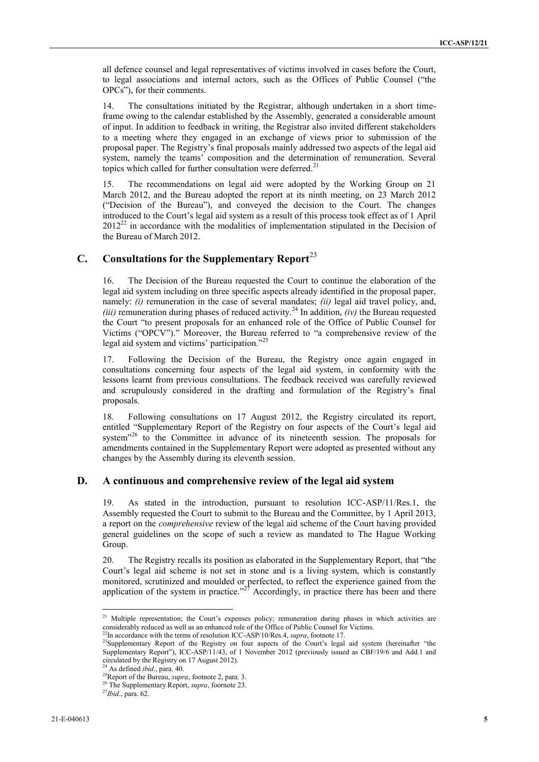all defence counsel and legal representatives of victims involved in cases before the Court, to legal associations and internal actors, such as the Offices of Public Counsel ("the OPCs"), for their comments.

14. The consultations initiated by the Registrar, although undertaken in a short time-frame owing to the calendar established by the Assembly, generated a considerable amount of input. In addition to feedback in writing, the Registrar also invited different stakeholders to a meeting where they engaged in an exchange of views prior to submission of the proposal paper. The Registry's final proposals mainly addressed two aspects of the legal aid system, namely the teams' composition and the determination of remuneration. Several topics which called for further consultation were deferred.[21]

15. The recommendations on legal aid were adopted by the Working Group on 21 March 2012, and the Bureau adopted the report at its ninth meeting, on 23 March 2012 ("Decision of the Bureau"), and conveyed the decision to the Court. The changes introduced to the Court's legal aid system as a result of this process took effect as of 1 April 2012[22] in accordance with the modalities of implementation stipulated in the Decision of the Bureau of March 2012.

## C. Consultations for the Supplementary Report[23]

16. The Decision of the Bureau requested the Court to continue the elaboration of the legal aid system including on three specific aspects already identified in the proposal paper, namely: *(i)* remuneration in the case of several mandates; *(ii)* legal aid travel policy, and, *(iii)* remuneration during phases of reduced activity.[24] In addition, *(iv)* the Bureau requested the Court "to present proposals for an enhanced role of the Office of Public Counsel for Victims ("OPCV")." Moreover, the Bureau referred to "a comprehensive review of the legal aid system and victims' participation."[25]

17. Following the Decision of the Bureau, the Registry once again engaged in consultations concerning four aspects of the legal aid system, in conformity with the lessons learnt from previous consultations. The feedback received was carefully reviewed and scrupulously considered in the drafting and formulation of the Registry's final proposals.

18. Following consultations on 17 August 2012, the Registry circulated its report, entitled "Supplementary Report of the Registry on four aspects of the Court's legal aid system"[26] to the Committee in advance of its nineteenth session. The proposals for amendments contained in the Supplementary Report were adopted as presented without any changes by the Assembly during its eleventh session.

## D. A continuous and comprehensive review of the legal aid system

19. As stated in the introduction, pursuant to resolution ICC-ASP/11/Res.1, the Assembly requested the Court to submit to the Bureau and the Committee, by 1 April 2013, a report on the *comprehensive* review of the legal aid scheme of the Court having provided general guidelines on the scope of such a review as mandated to The Hague Working Group.

20. The Registry recalls its position as elaborated in the Supplementary Report, that "the Court's legal aid scheme is not set in stone and is a living system, which is constantly monitored, scrutinized and moulded or perfected, to reflect the experience gained from the application of the system in practice."[27] Accordingly, in practice there has been and there

---

[21] Multiple representation; the Court's expenses policy; remuneration during phases in which activities are considerably reduced as well as an enhanced role of the Office of Public Counsel for Victims.

[22] In accordance with the terms of resolution ICC-ASP/10/Res.4, *supra*, footnote 17.

[23] Supplementary Report of the Registry on four aspects of the Court's legal aid system (hereinafter "the Supplementary Report"), ICC-ASP/11/43, of 1 November 2012 (previously issued as CBF/19/6 and Add.1 and circulated by the Registry on 17 August 2012).

[24] As defined *ibid*., para. 40.

[25] Report of the Bureau, *supra*, footnote 2, para. 3.

[26] The Supplementary Report, *supra*, foornote 23.

[27] *Ibid*., para. 62.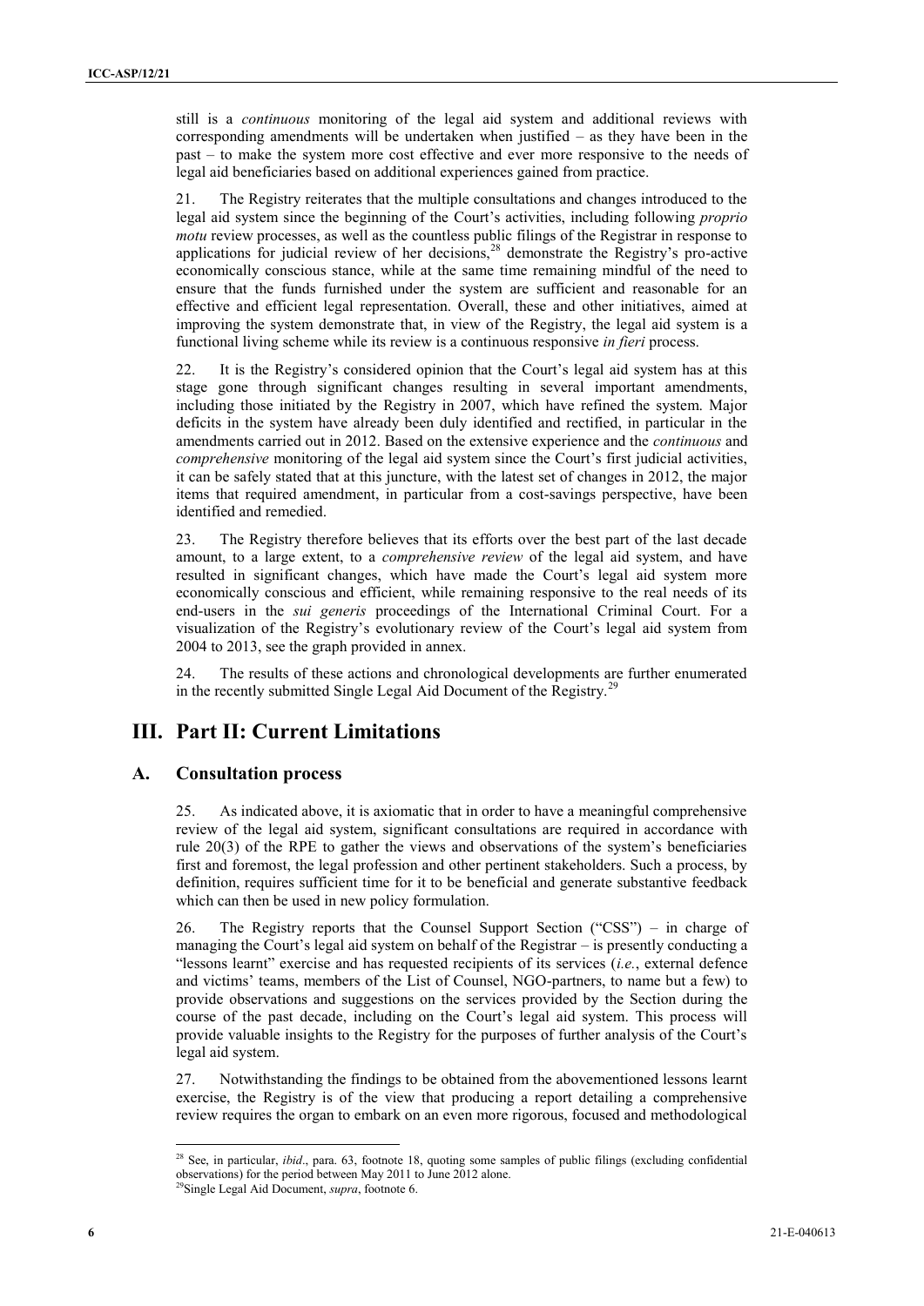still is a *continuous* monitoring of the legal aid system and additional reviews with corresponding amendments will be undertaken when justified – as they have been in the past – to make the system more cost effective and ever more responsive to the needs of legal aid beneficiaries based on additional experiences gained from practice.

21. The Registry reiterates that the multiple consultations and changes introduced to the legal aid system since the beginning of the Court's activities, including following *proprio motu* review processes, as well as the countless public filings of the Registrar in response to applications for judicial review of her decisions,[28] demonstrate the Registry's pro-active economically conscious stance, while at the same time remaining mindful of the need to ensure that the funds furnished under the system are sufficient and reasonable for an effective and efficient legal representation. Overall, these and other initiatives, aimed at improving the system demonstrate that, in view of the Registry, the legal aid system is a functional living scheme while its review is a continuous responsive *in fieri* process.

22. It is the Registry's considered opinion that the Court's legal aid system has at this stage gone through significant changes resulting in several important amendments, including those initiated by the Registry in 2007, which have refined the system. Major deficits in the system have already been duly identified and rectified, in particular in the amendments carried out in 2012. Based on the extensive experience and the *continuous* and *comprehensive* monitoring of the legal aid system since the Court's first judicial activities, it can be safely stated that at this juncture, with the latest set of changes in 2012, the major items that required amendment, in particular from a cost-savings perspective, have been identified and remedied.

23. The Registry therefore believes that its efforts over the best part of the last decade amount, to a large extent, to a *comprehensive review* of the legal aid system, and have resulted in significant changes, which have made the Court's legal aid system more economically conscious and efficient, while remaining responsive to the real needs of its end-users in the *sui generis* proceedings of the International Criminal Court. For a visualization of the Registry's evolutionary review of the Court's legal aid system from 2004 to 2013, see the graph provided in annex.

24. The results of these actions and chronological developments are further enumerated in the recently submitted Single Legal Aid Document of the Registry.[29]

# III. Part II: Current Limitations

## A. Consultation process

25. As indicated above, it is axiomatic that in order to have a meaningful comprehensive review of the legal aid system, significant consultations are required in accordance with rule 20(3) of the RPE to gather the views and observations of the system's beneficiaries first and foremost, the legal profession and other pertinent stakeholders. Such a process, by definition, requires sufficient time for it to be beneficial and generate substantive feedback which can then be used in new policy formulation.

26. The Registry reports that the Counsel Support Section ("CSS") – in charge of managing the Court's legal aid system on behalf of the Registrar – is presently conducting a "lessons learnt" exercise and has requested recipients of its services (*i.e.*, external defence and victims' teams, members of the List of Counsel, NGO-partners, to name but a few) to provide observations and suggestions on the services provided by the Section during the course of the past decade, including on the Court's legal aid system. This process will provide valuable insights to the Registry for the purposes of further analysis of the Court's legal aid system.

27. Notwithstanding the findings to be obtained from the abovementioned lessons learnt exercise, the Registry is of the view that producing a report detailing a comprehensive review requires the organ to embark on an even more rigorous, focused and methodological

---

[28] See, in particular, *ibid*., para. 63, footnote 18, quoting some samples of public filings (excluding confidential observations) for the period between May 2011 to June 2012 alone.

[29] Single Legal Aid Document, *supra*, footnote 6.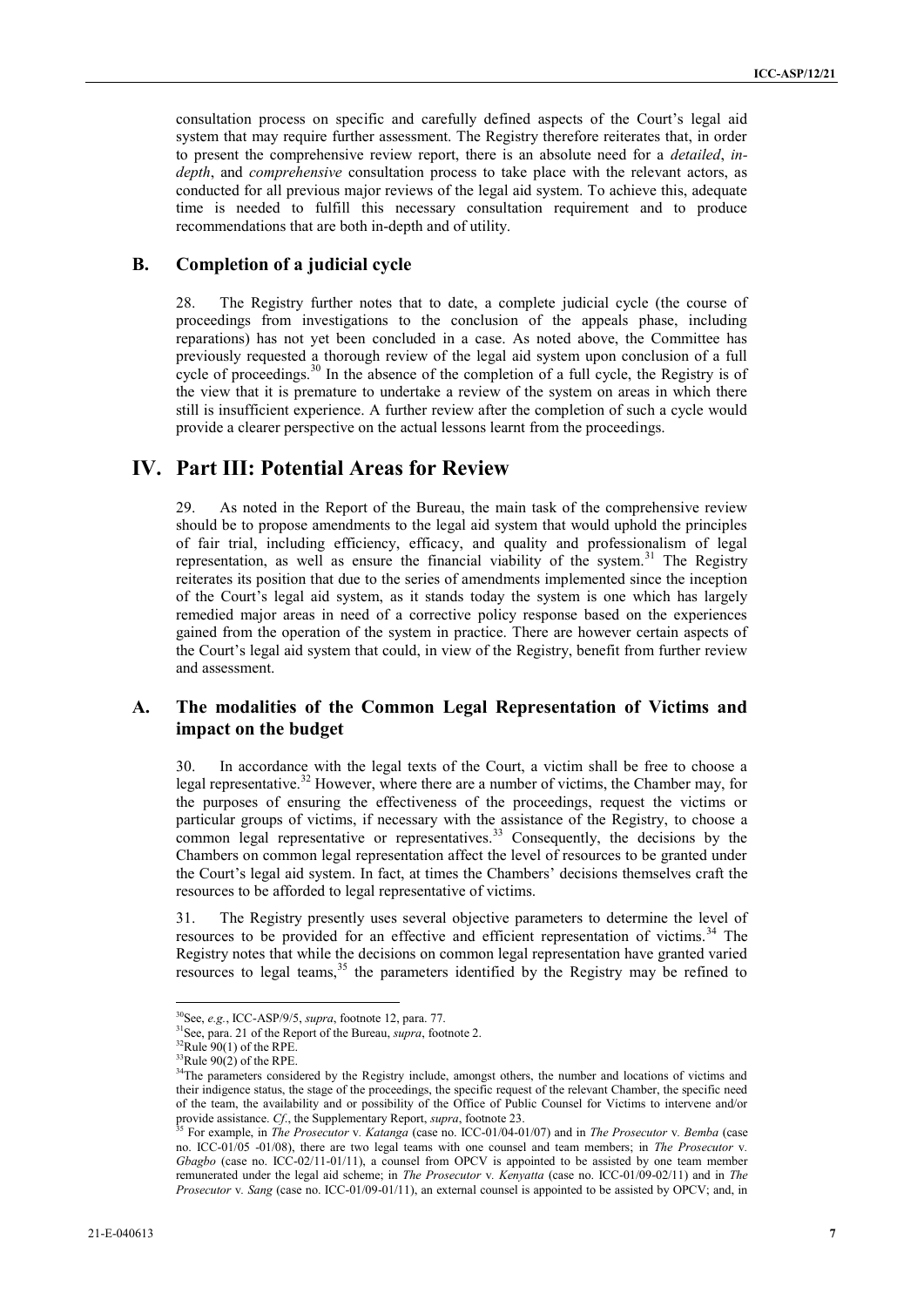consultation process on specific and carefully defined aspects of the Court's legal aid system that may require further assessment. The Registry therefore reiterates that, in order to present the comprehensive review report, there is an absolute need for a *detailed*, *in-depth*, and *comprehensive* consultation process to take place with the relevant actors, as conducted for all previous major reviews of the legal aid system. To achieve this, adequate time is needed to fulfill this necessary consultation requirement and to produce recommendations that are both in-depth and of utility.

### B. Completion of a judicial cycle

28. The Registry further notes that to date, a complete judicial cycle (the course of proceedings from investigations to the conclusion of the appeals phase, including reparations) has not yet been concluded in a case. As noted above, the Committee has previously requested a thorough review of the legal aid system upon conclusion of a full cycle of proceedings.[30] In the absence of the completion of a full cycle, the Registry is of the view that it is premature to undertake a review of the system on areas in which there still is insufficient experience. A further review after the completion of such a cycle would provide a clearer perspective on the actual lessons learnt from the proceedings.

## IV. Part III: Potential Areas for Review

29. As noted in the Report of the Bureau, the main task of the comprehensive review should be to propose amendments to the legal aid system that would uphold the principles of fair trial, including efficiency, efficacy, and quality and professionalism of legal representation, as well as ensure the financial viability of the system.[31] The Registry reiterates its position that due to the series of amendments implemented since the inception of the Court's legal aid system, as it stands today the system is one which has largely remedied major areas in need of a corrective policy response based on the experiences gained from the operation of the system in practice. There are however certain aspects of the Court's legal aid system that could, in view of the Registry, benefit from further review and assessment.

### A. The modalities of the Common Legal Representation of Victims and impact on the budget

30. In accordance with the legal texts of the Court, a victim shall be free to choose a legal representative.[32] However, where there are a number of victims, the Chamber may, for the purposes of ensuring the effectiveness of the proceedings, request the victims or particular groups of victims, if necessary with the assistance of the Registry, to choose a common legal representative or representatives.[33] Consequently, the decisions by the Chambers on common legal representation affect the level of resources to be granted under the Court's legal aid system. In fact, at times the Chambers' decisions themselves craft the resources to be afforded to legal representative of victims.

31. The Registry presently uses several objective parameters to determine the level of resources to be provided for an effective and efficient representation of victims.[34] The Registry notes that while the decisions on common legal representation have granted varied resources to legal teams,[35] the parameters identified by the Registry may be refined to

---

[30] See, *e.g.*, ICC-ASP/9/5, *supra*, footnote 12, para. 77.

[31] See, para. 21 of the Report of the Bureau, *supra*, footnote 2.

[32] Rule 90(1) of the RPE.

[33] Rule 90(2) of the RPE.

[34] The parameters considered by the Registry include, amongst others, the number and locations of victims and their indigence status, the stage of the proceedings, the specific request of the relevant Chamber, the specific need of the team, the availability and or possibility of the Office of Public Counsel for Victims to intervene and/or provide assistance. *Cf.*, the Supplementary Report, *supra*, footnote 23.

[35] For example, in *The Prosecutor* v. *Katanga* (case no. ICC-01/04-01/07) and in *The Prosecutor* v. *Bemba* (case no. ICC-01/05 -01/08), there are two legal teams with one counsel and team members; in *The Prosecutor* v. *Gbagbo* (case no. ICC-02/11-01/11), a counsel from OPCV is appointed to be assisted by one team member remunerated under the legal aid scheme; in *The Prosecutor* v. *Kenyatta* (case no. ICC-01/09-02/11) and in *The Prosecutor* v. *Sang* (case no. ICC-01/09-01/11), an external counsel is appointed to be assisted by OPCV; and, in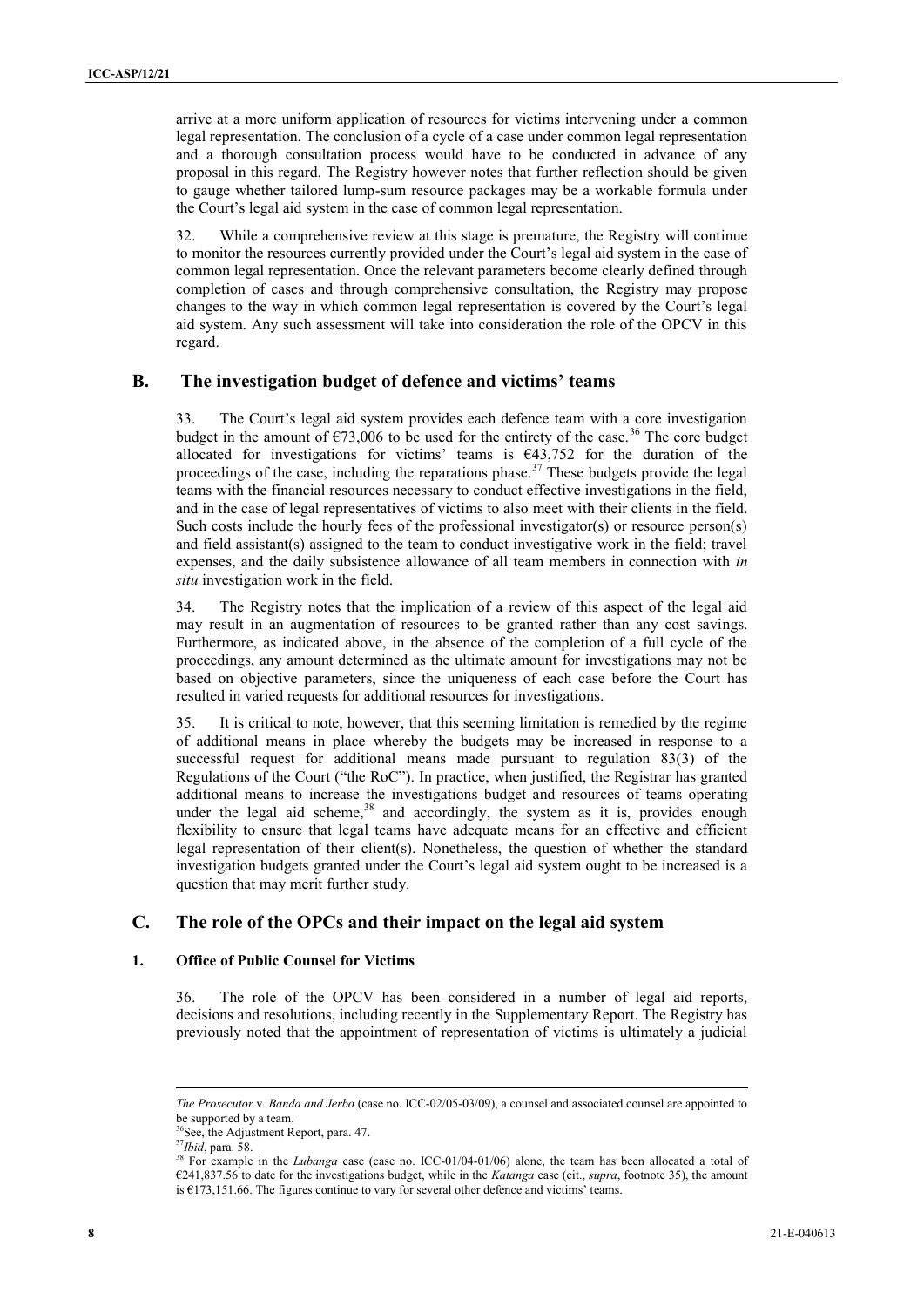arrive at a more uniform application of resources for victims intervening under a common legal representation. The conclusion of a cycle of a case under common legal representation and a thorough consultation process would have to be conducted in advance of any proposal in this regard. The Registry however notes that further reflection should be given to gauge whether tailored lump-sum resource packages may be a workable formula under the Court's legal aid system in the case of common legal representation.

32. While a comprehensive review at this stage is premature, the Registry will continue to monitor the resources currently provided under the Court's legal aid system in the case of common legal representation. Once the relevant parameters become clearly defined through completion of cases and through comprehensive consultation, the Registry may propose changes to the way in which common legal representation is covered by the Court's legal aid system. Any such assessment will take into consideration the role of the OPCV in this regard.

## B. The investigation budget of defence and victims' teams

33. The Court's legal aid system provides each defence team with a core investigation budget in the amount of €73,006 to be used for the entirety of the case.[36] The core budget allocated for investigations for victims' teams is €43,752 for the duration of the proceedings of the case, including the reparations phase.[37] These budgets provide the legal teams with the financial resources necessary to conduct effective investigations in the field, and in the case of legal representatives of victims to also meet with their clients in the field. Such costs include the hourly fees of the professional investigator(s) or resource person(s) and field assistant(s) assigned to the team to conduct investigative work in the field; travel expenses, and the daily subsistence allowance of all team members in connection with *in situ* investigation work in the field.

34. The Registry notes that the implication of a review of this aspect of the legal aid may result in an augmentation of resources to be granted rather than any cost savings. Furthermore, as indicated above, in the absence of the completion of a full cycle of the proceedings, any amount determined as the ultimate amount for investigations may not be based on objective parameters, since the uniqueness of each case before the Court has resulted in varied requests for additional resources for investigations.

35. It is critical to note, however, that this seeming limitation is remedied by the regime of additional means in place whereby the budgets may be increased in response to a successful request for additional means made pursuant to regulation 83(3) of the Regulations of the Court ("the RoC"). In practice, when justified, the Registrar has granted additional means to increase the investigations budget and resources of teams operating under the legal aid scheme,[38] and accordingly, the system as it is, provides enough flexibility to ensure that legal teams have adequate means for an effective and efficient legal representation of their client(s). Nonetheless, the question of whether the standard investigation budgets granted under the Court's legal aid system ought to be increased is a question that may merit further study.

## C. The role of the OPCs and their impact on the legal aid system

### 1. Office of Public Counsel for Victims

36. The role of the OPCV has been considered in a number of legal aid reports, decisions and resolutions, including recently in the Supplementary Report. The Registry has previously noted that the appointment of representation of victims is ultimately a judicial

---

*The Prosecutor* v. *Banda and Jerbo* (case no. ICC-02/05-03/09), a counsel and associated counsel are appointed to be supported by a team.

[36] See, the Adjustment Report, para. 47.

[37] *Ibid*, para. 58.

[38] For example in the *Lubanga* case (case no. ICC-01/04-01/06) alone, the team has been allocated a total of €241,837.56 to date for the investigations budget, while in the *Katanga* case (cit., *supra*, footnote 35), the amount is €173,151.66. The figures continue to vary for several other defence and victims' teams.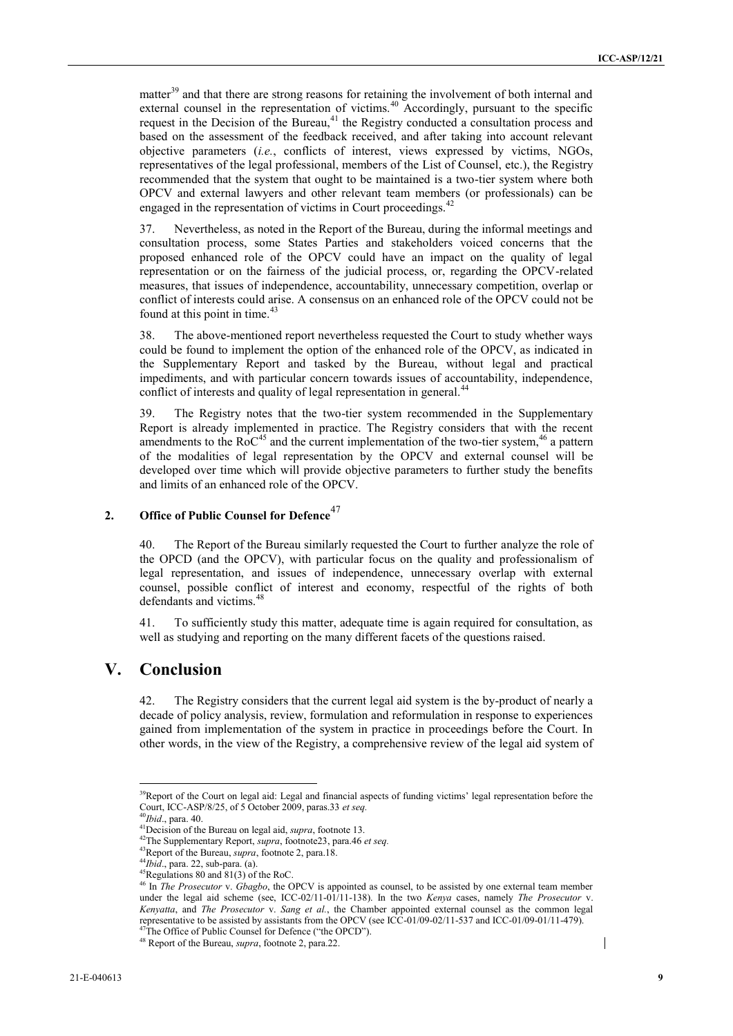matter[39] and that there are strong reasons for retaining the involvement of both internal and external counsel in the representation of victims.[40] Accordingly, pursuant to the specific request in the Decision of the Bureau,[41] the Registry conducted a consultation process and based on the assessment of the feedback received, and after taking into account relevant objective parameters (*i.e.*, conflicts of interest, views expressed by victims, NGOs, representatives of the legal professional, members of the List of Counsel, etc.), the Registry recommended that the system that ought to be maintained is a two-tier system where both OPCV and external lawyers and other relevant team members (or professionals) can be engaged in the representation of victims in Court proceedings.[42]

37. Nevertheless, as noted in the Report of the Bureau, during the informal meetings and consultation process, some States Parties and stakeholders voiced concerns that the proposed enhanced role of the OPCV could have an impact on the quality of legal representation or on the fairness of the judicial process, or, regarding the OPCV-related measures, that issues of independence, accountability, unnecessary competition, overlap or conflict of interests could arise. A consensus on an enhanced role of the OPCV could not be found at this point in time.[43]

38. The above-mentioned report nevertheless requested the Court to study whether ways could be found to implement the option of the enhanced role of the OPCV, as indicated in the Supplementary Report and tasked by the Bureau, without legal and practical impediments, and with particular concern towards issues of accountability, independence, conflict of interests and quality of legal representation in general.[44]

39. The Registry notes that the two-tier system recommended in the Supplementary Report is already implemented in practice. The Registry considers that with the recent amendments to the RoC[45] and the current implementation of the two-tier system,[46] a pattern of the modalities of legal representation by the OPCV and external counsel will be developed over time which will provide objective parameters to further study the benefits and limits of an enhanced role of the OPCV.

### 2. Office of Public Counsel for Defence[47]

40. The Report of the Bureau similarly requested the Court to further analyze the role of the OPCD (and the OPCV), with particular focus on the quality and professionalism of legal representation, and issues of independence, unnecessary overlap with external counsel, possible conflict of interest and economy, respectful of the rights of both defendants and victims.[48]

41. To sufficiently study this matter, adequate time is again required for consultation, as well as studying and reporting on the many different facets of the questions raised.

## V. Conclusion

42. The Registry considers that the current legal aid system is the by-product of nearly a decade of policy analysis, review, formulation and reformulation in response to experiences gained from implementation of the system in practice in proceedings before the Court. In other words, in the view of the Registry, a comprehensive review of the legal aid system of

---

[39] Report of the Court on legal aid: Legal and financial aspects of funding victims' legal representation before the Court, ICC-ASP/8/25, of 5 October 2009, paras.33 *et seq.*

[40] *Ibid*., para. 40.

[41] Decision of the Bureau on legal aid, *supra*, footnote 13.

[42] The Supplementary Report, *supra*, footnote23, para.46 *et seq.*

[43] Report of the Bureau, *supra*, footnote 2, para.18.

[44] *Ibid*., para. 22, sub-para. (a).

[45] Regulations 80 and 81(3) of the RoC.

[46] In *The Prosecutor* v. *Gbagbo*, the OPCV is appointed as counsel, to be assisted by one external team member under the legal aid scheme (see, ICC-02/11-01/11-138). In the two *Kenya* cases, namely *The Prosecutor* v. *Kenyatta*, and *The Prosecutor* v. *Sang et al.*, the Chamber appointed external counsel as the common legal representative to be assisted by assistants from the OPCV (see ICC-01/09-02/11-537 and ICC-01/09-01/11-479).

[47] The Office of Public Counsel for Defence ("the OPCD").

[48] Report of the Bureau, *supra*, footnote 2, para.22.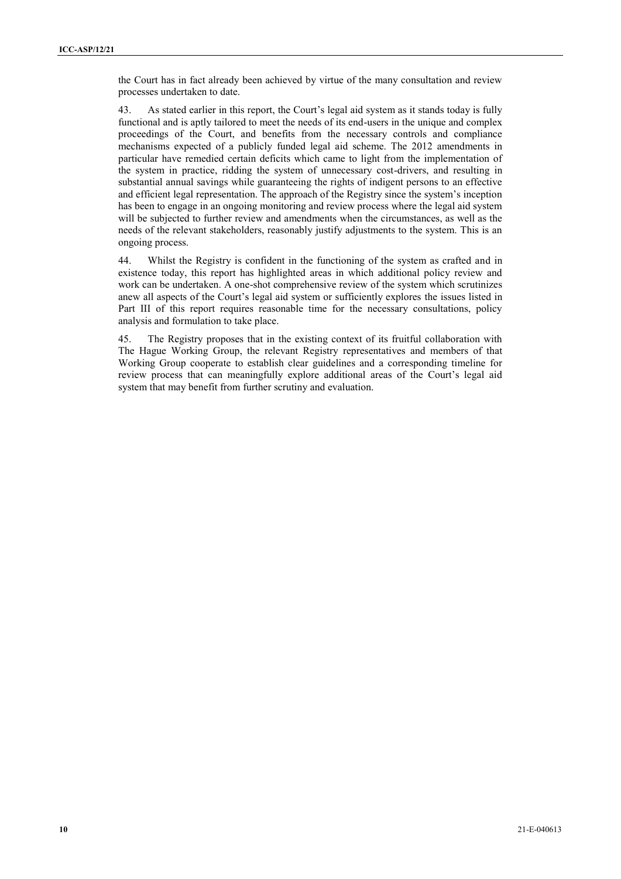the Court has in fact already been achieved by virtue of the many consultation and review processes undertaken to date.

43. As stated earlier in this report, the Court's legal aid system as it stands today is fully functional and is aptly tailored to meet the needs of its end-users in the unique and complex proceedings of the Court, and benefits from the necessary controls and compliance mechanisms expected of a publicly funded legal aid scheme. The 2012 amendments in particular have remedied certain deficits which came to light from the implementation of the system in practice, ridding the system of unnecessary cost-drivers, and resulting in substantial annual savings while guaranteeing the rights of indigent persons to an effective and efficient legal representation. The approach of the Registry since the system's inception has been to engage in an ongoing monitoring and review process where the legal aid system will be subjected to further review and amendments when the circumstances, as well as the needs of the relevant stakeholders, reasonably justify adjustments to the system. This is an ongoing process.

44. Whilst the Registry is confident in the functioning of the system as crafted and in existence today, this report has highlighted areas in which additional policy review and work can be undertaken. A one-shot comprehensive review of the system which scrutinizes anew all aspects of the Court's legal aid system or sufficiently explores the issues listed in Part III of this report requires reasonable time for the necessary consultations, policy analysis and formulation to take place.

45. The Registry proposes that in the existing context of its fruitful collaboration with The Hague Working Group, the relevant Registry representatives and members of that Working Group cooperate to establish clear guidelines and a corresponding timeline for review process that can meaningfully explore additional areas of the Court's legal aid system that may benefit from further scrutiny and evaluation.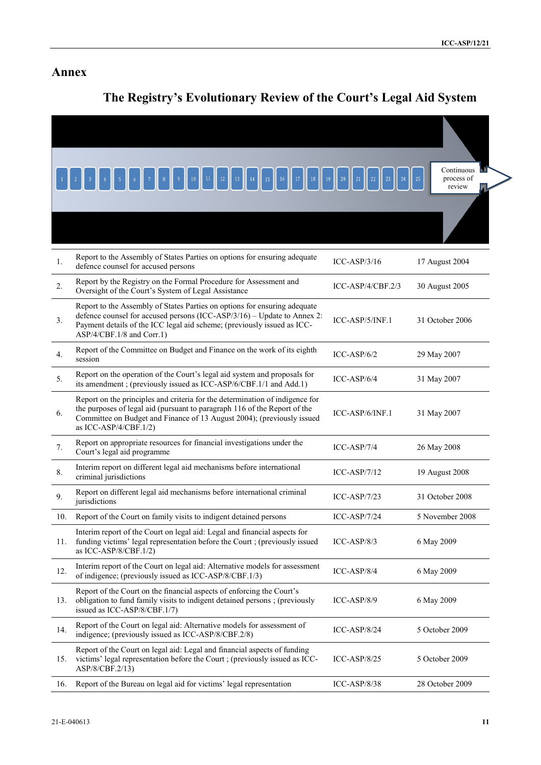# Annex

## The Registry's Evolutionary Review of the Court's Legal Aid System

1 2 3 4 5 6 7 8 9 10 11 12 13 14 15 16 17 18 19 20 21 22 23 24 25 Continuous process of review

| | | | |
|---|---|---|---|
| 1. | Report to the Assembly of States Parties on options for ensuring adequate defence counsel for accused persons | ICC-ASP/3/16 | 17 August 2004 |
| 2. | Report by the Registry on the Formal Procedure for Assessment and Oversight of the Court's System of Legal Assistance | ICC-ASP/4/CBF.2/3 | 30 August 2005 |
| 3. | Report to the Assembly of States Parties on options for ensuring adequate defence counsel for accused persons (ICC-ASP/3/16) – Update to Annex 2: Payment details of the ICC legal aid scheme; (previously issued as ICC-ASP/4/CBF.1/8 and Corr.1) | ICC-ASP/5/INF.1 | 31 October 2006 |
| 4. | Report of the Committee on Budget and Finance on the work of its eighth session | ICC-ASP/6/2 | 29 May 2007 |
| 5. | Report on the operation of the Court's legal aid system and proposals for its amendment ; (previously issued as ICC-ASP/6/CBF.1/1 and Add.1) | ICC-ASP/6/4 | 31 May 2007 |
| 6. | Report on the principles and criteria for the determination of indigence for the purposes of legal aid (pursuant to paragraph 116 of the Report of the Committee on Budget and Finance of 13 August 2004); (previously issued as ICC-ASP/4/CBF.1/2) | ICC-ASP/6/INF.1 | 31 May 2007 |
| 7. | Report on appropriate resources for financial investigations under the Court's legal aid programme | ICC-ASP/7/4 | 26 May 2008 |
| 8. | Interim report on different legal aid mechanisms before international criminal jurisdictions | ICC-ASP/7/12 | 19 August 2008 |
| 9. | Report on different legal aid mechanisms before international criminal jurisdictions | ICC-ASP/7/23 | 31 October 2008 |
| 10. | Report of the Court on family visits to indigent detained persons | ICC-ASP/7/24 | 5 November 2008 |
| 11. | Interim report of the Court on legal aid: Legal and financial aspects for funding victims' legal representation before the Court ; (previously issued as ICC-ASP/8/CBF.1/2) | ICC-ASP/8/3 | 6 May 2009 |
| 12. | Interim report of the Court on legal aid: Alternative models for assessment of indigence; (previously issued as ICC-ASP/8/CBF.1/3) | ICC-ASP/8/4 | 6 May 2009 |
| 13. | Report of the Court on the financial aspects of enforcing the Court's obligation to fund family visits to indigent detained persons ; (previously issued as ICC-ASP/8/CBF.1/7) | ICC-ASP/8/9 | 6 May 2009 |
| 14. | Report of the Court on legal aid: Alternative models for assessment of indigence; (previously issued as ICC-ASP/8/CBF.2/8) | ICC-ASP/8/24 | 5 October 2009 |
| 15. | Report of the Court on legal aid: Legal and financial aspects of funding victims' legal representation before the Court ; (previously issued as ICC-ASP/8/CBF.2/13) | ICC-ASP/8/25 | 5 October 2009 |
| 16. | Report of the Bureau on legal aid for victims' legal representation | ICC-ASP/8/38 | 28 October 2009 |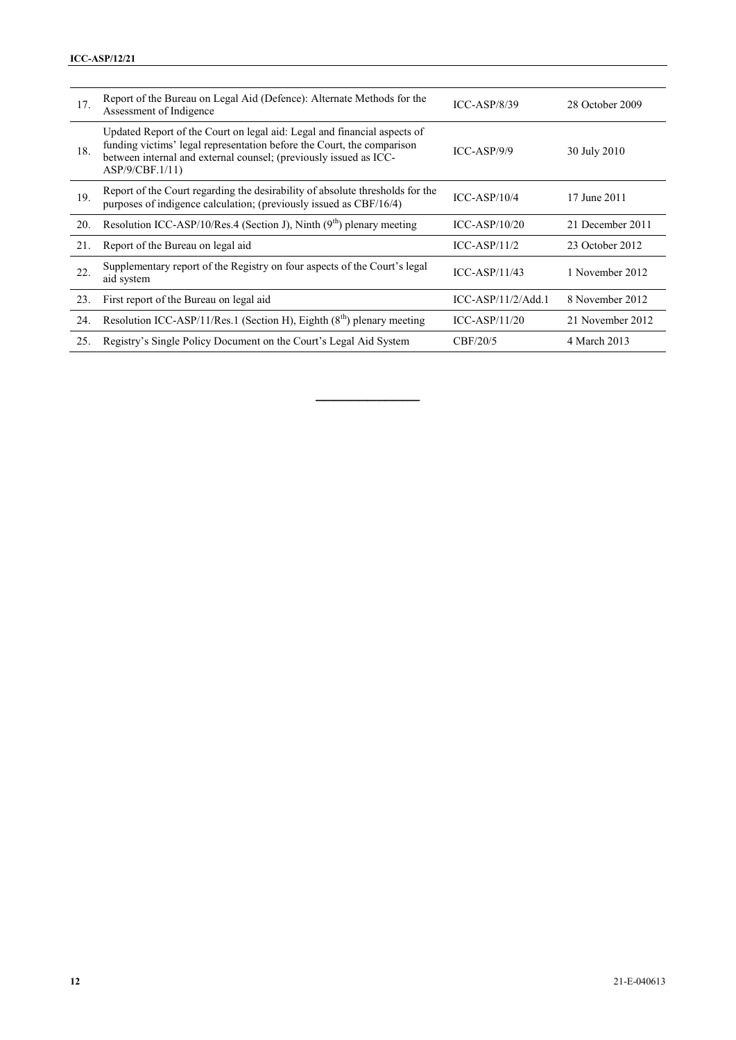| | | | |
|---|---|---|---|
| 17. | Report of the Bureau on Legal Aid (Defence): Alternate Methods for the Assessment of Indigence | ICC-ASP/8/39 | 28 October 2009 |
| 18. | Updated Report of the Court on legal aid: Legal and financial aspects of funding victims' legal representation before the Court, the comparison between internal and external counsel; (previously issued as ICC-ASP/9/CBF.1/11) | ICC-ASP/9/9 | 30 July 2010 |
| 19. | Report of the Court regarding the desirability of absolute thresholds for the purposes of indigence calculation; (previously issued as CBF/16/4) | ICC-ASP/10/4 | 17 June 2011 |
| 20. | Resolution ICC-ASP/10/Res.4 (Section J), Ninth ($9^{th}$) plenary meeting | ICC-ASP/10/20 | 21 December 2011 |
| 21. | Report of the Bureau on legal aid | ICC-ASP/11/2 | 23 October 2012 |
| 22. | Supplementary report of the Registry on four aspects of the Court's legal aid system | ICC-ASP/11/43 | 1 November 2012 |
| 23. | First report of the Bureau on legal aid | ICC-ASP/11/2/Add.1 | 8 November 2012 |
| 24. | Resolution ICC-ASP/11/Res.1 (Section H), Eighth ($8^{th}$) plenary meeting | ICC-ASP/11/20 | 21 November 2012 |
| 25. | Registry's Single Policy Document on the Court's Legal Aid System | CBF/20/5 | 4 March 2013 |

---